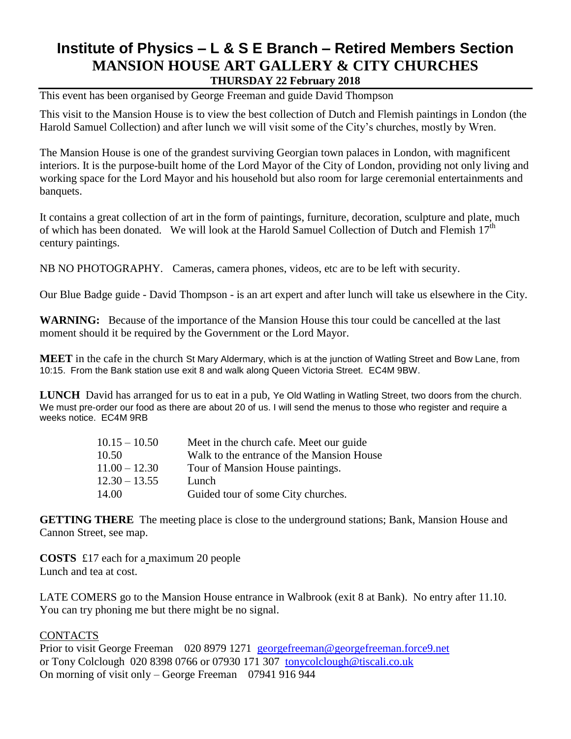# Institute of Physics – L & S E Branch – Retired Members Section

## MANSION HOUSE ART GALLERY & CITY CHURCHES

### THURSDAY 22 February 2018

This event has been organised by George Freeman and guide David Thompson

This visit to the Mansion House is to view the best collection of Dutch and Flemish paintings in London (the Harold Samuel Collection) and after lunch we will visit some of the City's churches, mostly by Wren.

The Mansion House is one of the grandest surviving Georgian town palaces in London, with magnificent interiors. It is the purpose-built home of the Lord Mayor of the City of London, providing not only living and working space for the Lord Mayor and his household but also room for large ceremonial entertainments and banquets.

It contains a great collection of art in the form of paintings, furniture, decoration, sculpture and plate, much of which has been donated. We will look at the Harold Samuel Collection of Dutch and Flemish 17th century paintings.

NB NO PHOTOGRAPHY. Cameras, camera phones, videos, etc are to be left with security.

Our Blue Badge guide - David Thompson - is an art expert and after lunch will take us elsewhere in the City.

**WARNING:** Because of the importance of the Mansion House this tour could be cancelled at the last moment should it be required by the Government or the Lord Mayor.

**MEET** in the cafe in the church St Mary Aldermary, which is at the junction of Watling Street and Bow Lane, from 10:15. From the Bank station use exit 8 and walk along Queen Victoria Street. EC4M 9BW.

**LUNCH** David has arranged for us to eat in a pub, Ye Old Watling in Watling Street, two doors from the church. We must pre-order our food as there are about 20 of us. I will send the menus to those who register and require a weeks notice. EC4M 9RB

| | |
|---|---|
| 10.15 – 10.50 | Meet in the church cafe. Meet our guide |
| 10.50 | Walk to the entrance of the Mansion House |
| 11.00 – 12.30 | Tour of Mansion House paintings. |
| 12.30 – 13.55 | Lunch |
| 14.00 | Guided tour of some City churches. |

**GETTING THERE** The meeting place is close to the underground stations; Bank, Mansion House and Cannon Street, see map.

**COSTS** £17 each for a maximum 20 people
Lunch and tea at cost.

LATE COMERS go to the Mansion House entrance in Walbrook (exit 8 at Bank). No entry after 11.10. You can try phoning me but there might be no signal.

CONTACTS
Prior to visit George Freeman 020 8979 1271 georgefreeman@georgefreeman.force9.net
or Tony Colclough 020 8398 0766 or 07930 171 307 tonycolclough@tiscali.co.uk
On morning of visit only – George Freeman 07941 916 944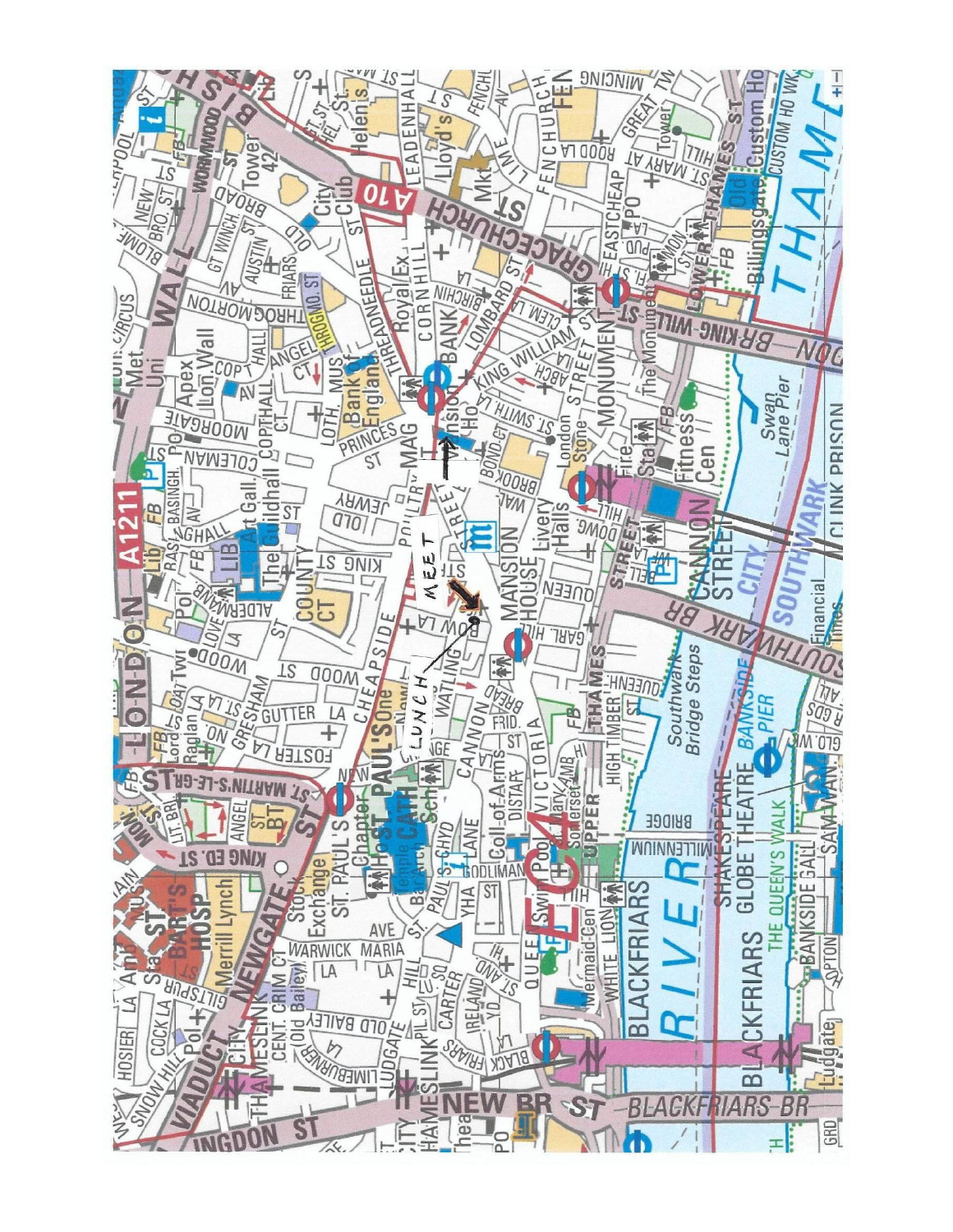MEET

LUNCH